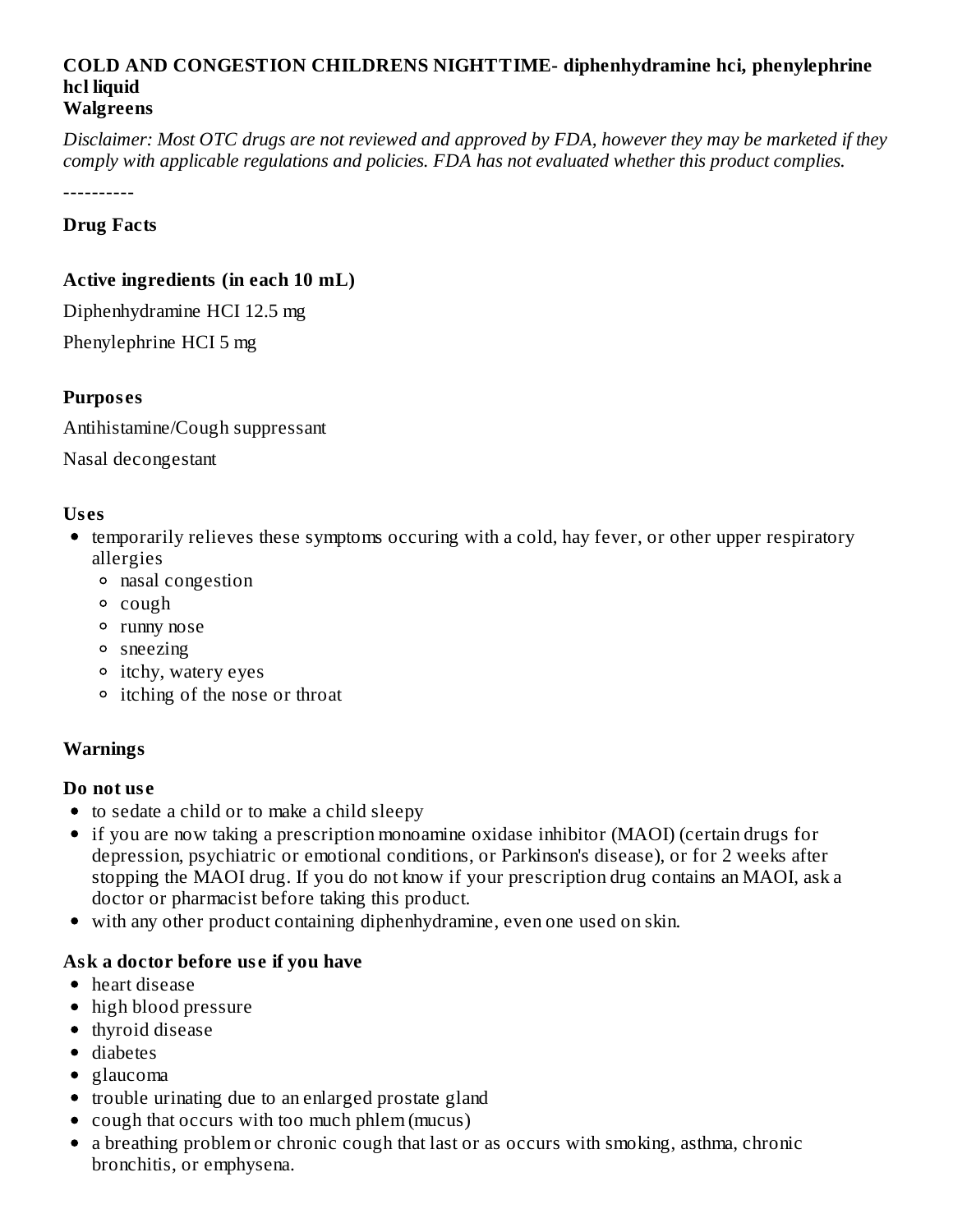**COLD AND CONGESTION CHILDRENS NIGHTTIME- diphenhydramine hci, phenylephrine hcl liquid**
**Walgreens**

*Disclaimer: Most OTC drugs are not reviewed and approved by FDA, however they may be marketed if they comply with applicable regulations and policies. FDA has not evaluated whether this product complies.*

----------

## Drug Facts

### Active ingredients (in each 10 mL)

Diphenhydramine HCI 12.5 mg

Phenylephrine HCI 5 mg

### Purposes

Antihistamine/Cough suppressant

Nasal decongestant

### Uses

- temporarily relieves these symptoms occuring with a cold, hay fever, or other upper respiratory allergies
  - nasal congestion
  - cough
  - runny nose
  - sneezing
  - itchy, watery eyes
  - itching of the nose or throat

### Warnings

**Do not use**

- to sedate a child or to make a child sleepy
- if you are now taking a prescription monoamine oxidase inhibitor (MAOI) (certain drugs for depression, psychiatric or emotional conditions, or Parkinson's disease), or for 2 weeks after stopping the MAOI drug. If you do not know if your prescription drug contains an MAOI, ask a doctor or pharmacist before taking this product.
- with any other product containing diphenhydramine, even one used on skin.

**Ask a doctor before use if you have**

- heart disease
- high blood pressure
- thyroid disease
- diabetes
- glaucoma
- trouble urinating due to an enlarged prostate gland
- cough that occurs with too much phlem (mucus)
- a breathing problem or chronic cough that last or as occurs with smoking, asthma, chronic bronchitis, or emphysena.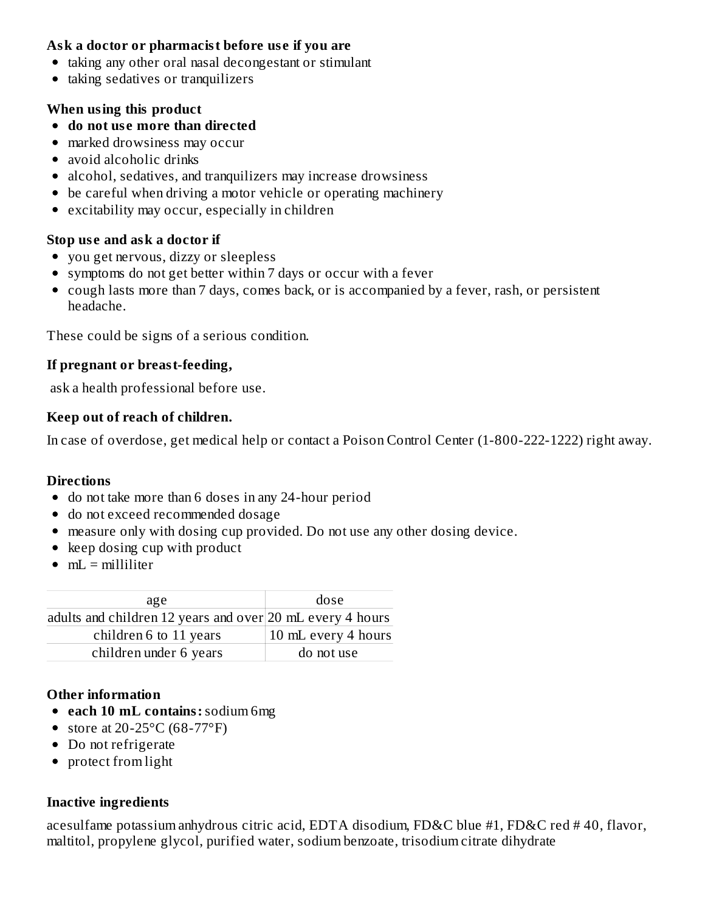**Ask a doctor or pharmacist before use if you are**

- taking any other oral nasal decongestant or stimulant
- taking sedatives or tranquilizers

**When using this product**

- **do not use more than directed**
- marked drowsiness may occur
- avoid alcoholic drinks
- alcohol, sedatives, and tranquilizers may increase drowsiness
- be careful when driving a motor vehicle or operating machinery
- excitability may occur, especially in children

**Stop use and ask a doctor if**

- you get nervous, dizzy or sleepless
- symptoms do not get better within 7 days or occur with a fever
- cough lasts more than 7 days, comes back, or is accompanied by a fever, rash, or persistent headache.

These could be signs of a serious condition.

**If pregnant or breast-feeding,**

ask a health professional before use.

**Keep out of reach of children.**

In case of overdose, get medical help or contact a Poison Control Center (1-800-222-1222) right away.

**Directions**

- do not take more than 6 doses in any 24-hour period
- do not exceed recommended dosage
- measure only with dosing cup provided. Do not use any other dosing device.
- keep dosing cup with product
- mL = milliliter

| age | dose |
|---|---|
| adults and children 12 years and over | 20 mL every 4 hours |
| children 6 to 11 years | 10 mL every 4 hours |
| children under 6 years | do not use |

**Other information**

- **each 10 mL contains:** sodium 6mg
- store at 20-25°C (68-77°F)
- Do not refrigerate
- protect from light

**Inactive ingredients**

acesulfame potassium anhydrous citric acid, EDTA disodium, FD&C blue #1, FD&C red # 40, flavor, maltitol, propylene glycol, purified water, sodium benzoate, trisodium citrate dihydrate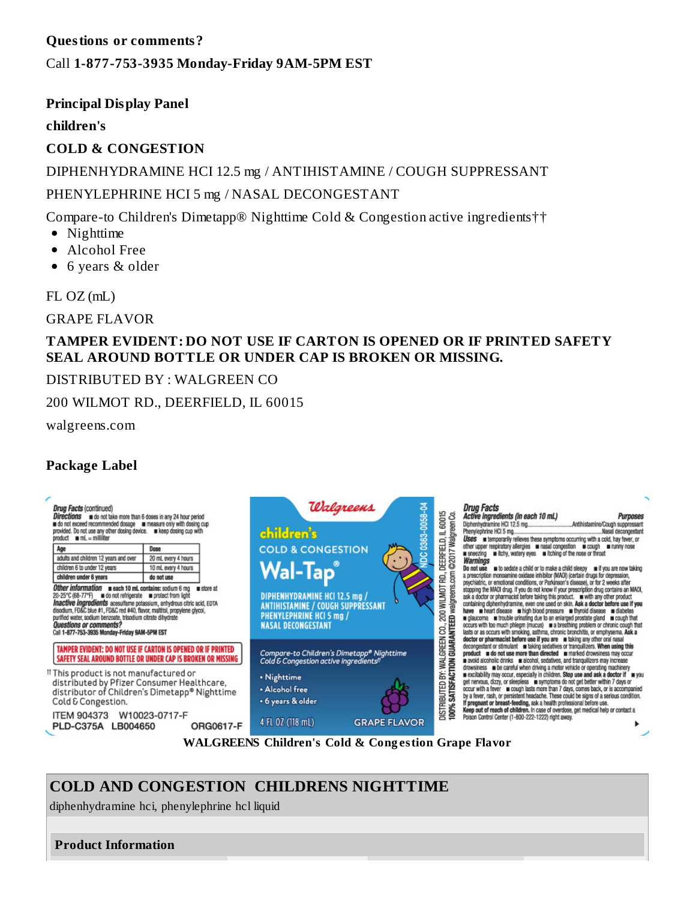**Questions or comments?**

Call **1-877-753-3935 Monday-Friday 9AM-5PM EST**

**Principal Display Panel**

**children's**

**COLD & CONGESTION**

DIPHENHYDRAMINE HCI 12.5 mg / ANTIHISTAMINE / COUGH SUPPRESSANT

PHENYLEPHRINE HCI 5 mg / NASAL DECONGESTANT

Compare-to Children's Dimetapp® Nighttime Cold & Congestion active ingredients††

- Nighttime
- Alcohol Free
- 6 years & older

FL OZ (mL)

GRAPE FLAVOR

**TAMPER EVIDENT: DO NOT USE IF CARTON IS OPENED OR IF PRINTED SAFETY SEAL AROUND BOTTLE OR UNDER CAP IS BROKEN OR MISSING.**

DISTRIBUTED BY : WALGREEN CO

200 WILMOT RD., DEERFIELD, IL 60015

walgreens.com

**Package Label**

**WALGREENS Children's Cold & Congestion Grape Flavor**

## COLD AND CONGESTION CHILDRENS NIGHTTIME

diphenhydramine hci, phenylephrine hcl liquid

**Product Information**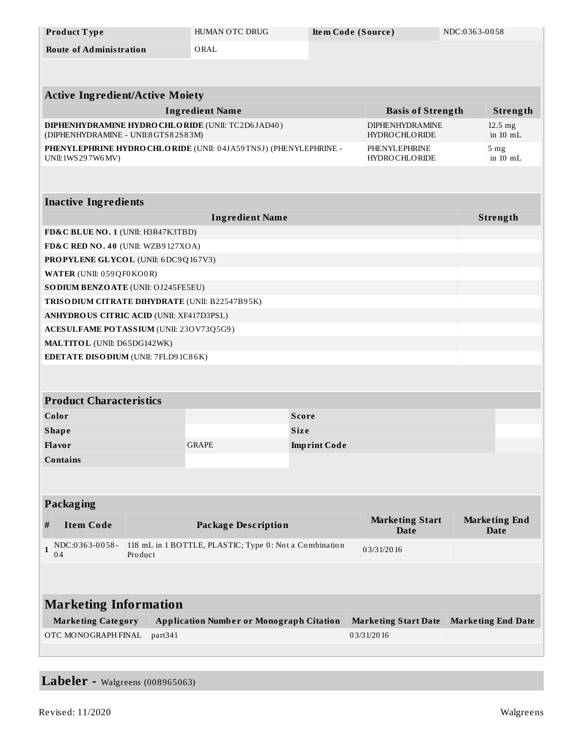| | | | |
|---|---|---|---|
| **Product Type** | HUMAN OTC DRUG | **Item Code (Source)** | NDC:0363-0058 |
| **Route of Administration** | ORAL | | |

| Active Ingredient/Active Moiety | | |
|---|---|---|
| **Ingredient Name** | **Basis of Strength** | **Strength** |
| **DIPHENHYDRAMINE HYDROCHLORIDE** (UNII: TC2D6JAD40) (DIPHENHYDRAMINE - UNII:8GTS82S83M) | DIPHENHYDRAMINE HYDROCHLORIDE | 12.5 mg in 10 mL |
| **PHENYLEPHRINE HYDROCHLORIDE** (UNII: 04JA59TNSJ) (PHENYLEPHRINE - UNII:1WS297W6MV) | PHENYLEPHRINE HYDROCHLORIDE | 5 mg in 10 mL |

| Inactive Ingredients | |
|---|---|
| **Ingredient Name** | **Strength** |
| **FD&C BLUE NO. 1** (UNII: H3R47K3TBD) | |
| **FD&C RED NO. 40** (UNII: WZB9127XOA) | |
| **PROPYLENE GLYCOL** (UNII: 6DC9Q167V3) | |
| **WATER** (UNII: 059QF0KO0R) | |
| **SODIUM BENZOATE** (UNII: OJ245FE5EU) | |
| **TRISODIUM CITRATE DIHYDRATE** (UNII: B22547B95K) | |
| **ANHYDROUS CITRIC ACID** (UNII: XF417D3PSL) | |
| **ACESULFAME POTASSIUM** (UNII: 23OV73Q5G9) | |
| **MALTITOL** (UNII: D65DG142WK) | |
| **EDETATE DISODIUM** (UNII: 7FLD91C86K) | |

| Product Characteristics | | | |
|---|---|---|---|
| **Color** | | **Score** | |
| **Shape** | | **Size** | |
| **Flavor** | GRAPE | **Imprint Code** | |
| **Contains** | | | |

| Packaging | | | | |
|---|---|---|---|---|
| **#** | **Item Code** | **Package Description** | **Marketing Start Date** | **Marketing End Date** |
| **1** | NDC:0363-0058-04 | 118 mL in 1 BOTTLE, PLASTIC; Type 0: Not a Combination Product | 03/31/2016 | |

| Marketing Information | | | |
|---|---|---|---|
| **Marketing Category** | **Application Number or Monograph Citation** | **Marketing Start Date** | **Marketing End Date** |
| OTC MONOGRAPH FINAL | part341 | 03/31/2016 | |

## Labeler - Walgreens (008965063)

Revised: 11/2020

Walgreens